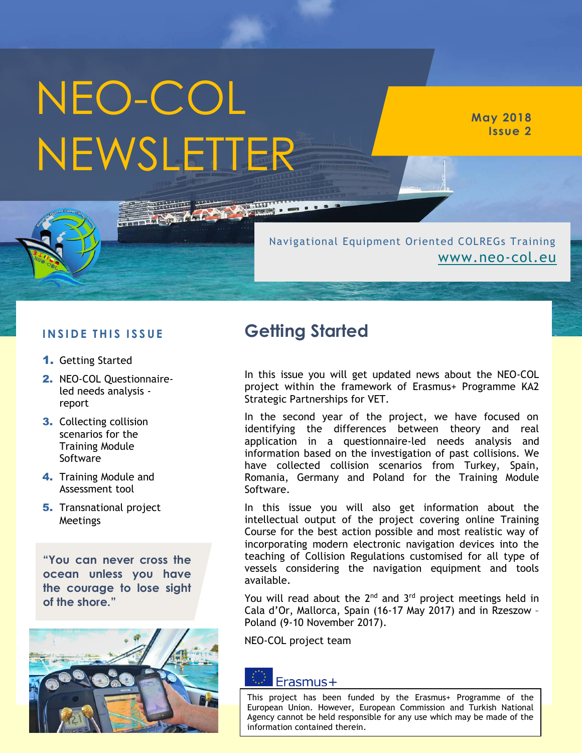# NEO-COL NEWSLETTER

**May 2018**
**Issue 2**

Navigational Equipment Oriented COLREGs Training
www.neo-col.eu

**INSIDE THIS ISSUE**

1. Getting Started
2. NEO-COL Questionnaire-led needs analysis - report
3. Collecting collision scenarios for the Training Module Software
4. Training Module and Assessment tool
5. Transnational project Meetings

> **"You can never cross the ocean unless you have the courage to lose sight of the shore."**

## Getting Started

In this issue you will get updated news about the NEO-COL project within the framework of Erasmus+ Programme KA2 Strategic Partnerships for VET.

In the second year of the project, we have focused on identifying the differences between theory and real application in a questionnaire-led needs analysis and information based on the investigation of past collisions. We have collected collision scenarios from Turkey, Spain, Romania, Germany and Poland for the Training Module Software.

In this issue you will also get information about the intellectual output of the project covering online Training Course for the best action possible and most realistic way of incorporating modern electronic navigation devices into the teaching of Collision Regulations customised for all type of vessels considering the navigation equipment and tools available.

You will read about the 2nd and 3rd project meetings held in Cala d'Or, Mallorca, Spain (16-17 May 2017) and in Rzeszow – Poland (9-10 November 2017).

NEO-COL project team

Erasmus+

This project has been funded by the Erasmus+ Programme of the European Union. However, European Commission and Turkish National Agency cannot be held responsible for any use which may be made of the information contained therein.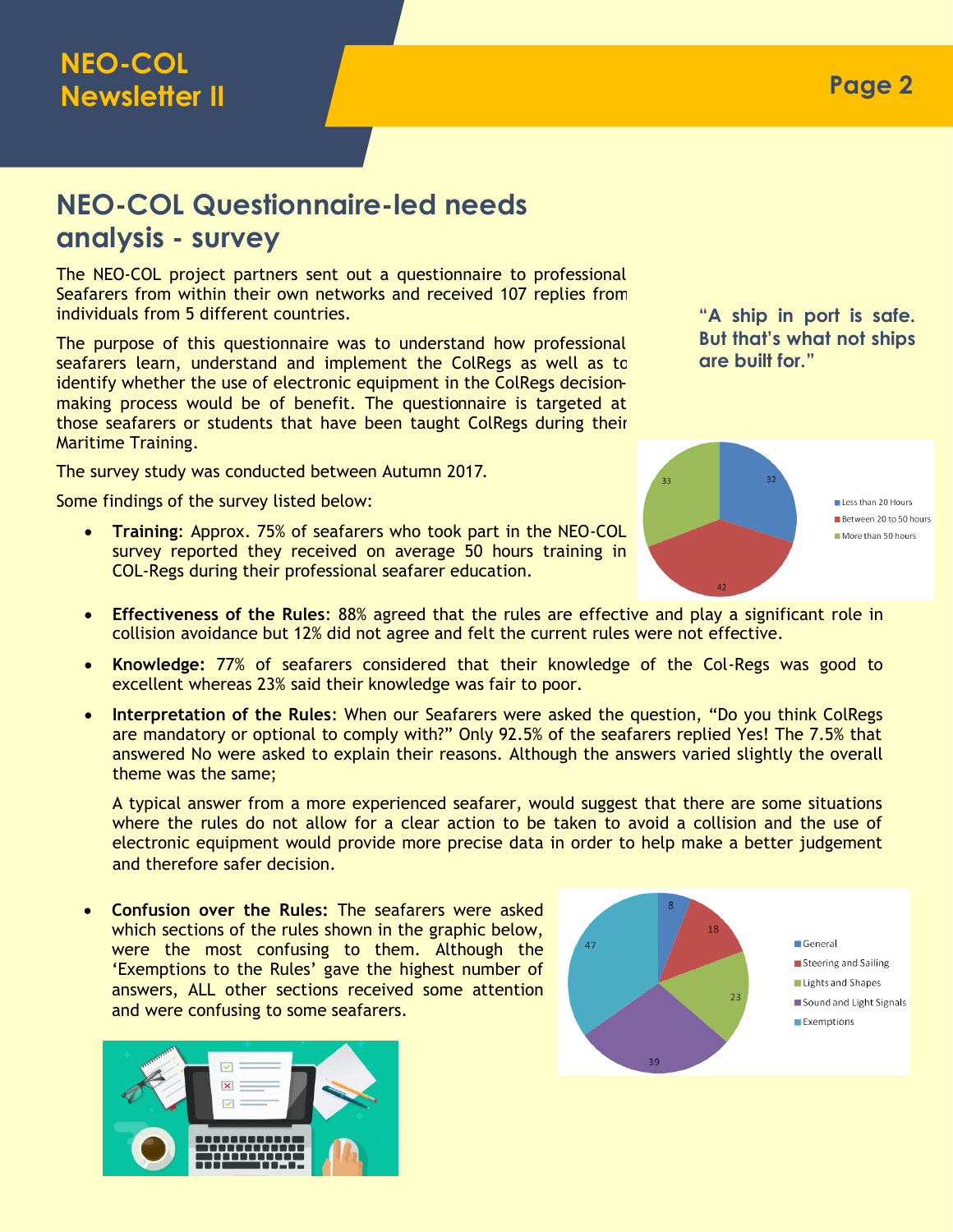## NEO-COL Questionnaire-led needs analysis - survey

The NEO-COL project partners sent out a questionnaire to professional Seafarers from within their own networks and received 107 replies from individuals from 5 different countries.

The purpose of this questionnaire was to understand how professional seafarers learn, understand and implement the ColRegs as well as to identify whether the use of electronic equipment in the ColRegs decision-making process would be of benefit. The questionnaire is targeted at those seafarers or students that have been taught ColRegs during their Maritime Training.

The survey study was conducted between Autumn 2017.

Some findings of the survey listed below:

> "A ship in port is safe. But that's what not ships are built for."

| Training hours | Count |
|---|---|
| Less than 20 Hours | 32 |
| Between 20 to 50 hours | 42 |
| More than 50 hours | 33 |

- **Training**: Approx. 75% of seafarers who took part in the NEO-COL survey reported they received on average 50 hours training in COL-Regs during their professional seafarer education.
- **Effectiveness of the Rules**: 88% agreed that the rules are effective and play a significant role in collision avoidance but 12% did not agree and felt the current rules were not effective.
- **Knowledge:** 77% of seafarers considered that their knowledge of the Col-Regs was good to excellent whereas 23% said their knowledge was fair to poor.
- **Interpretation of the Rules**: When our Seafarers were asked the question, "Do you think ColRegs are mandatory or optional to comply with?" Only 92.5% of the seafarers replied Yes! The 7.5% that answered No were asked to explain their reasons. Although the answers varied slightly the overall theme was the same;

  A typical answer from a more experienced seafarer, would suggest that there are some situations where the rules do not allow for a clear action to be taken to avoid a collision and the use of electronic equipment would provide more precise data in order to help make a better judgement and therefore safer decision.

- **Confusion over the Rules:** The seafarers were asked which sections of the rules shown in the graphic below, were the most confusing to them. Although the 'Exemptions to the Rules' gave the highest number of answers, ALL other sections received some attention and were confusing to some seafarers.

| Section | Count |
|---|---|
| General | 8 |
| Steering and Sailing | 18 |
| Lights and Shapes | 23 |
| Sound and Light Signals | 39 |
| Exemptions | 47 |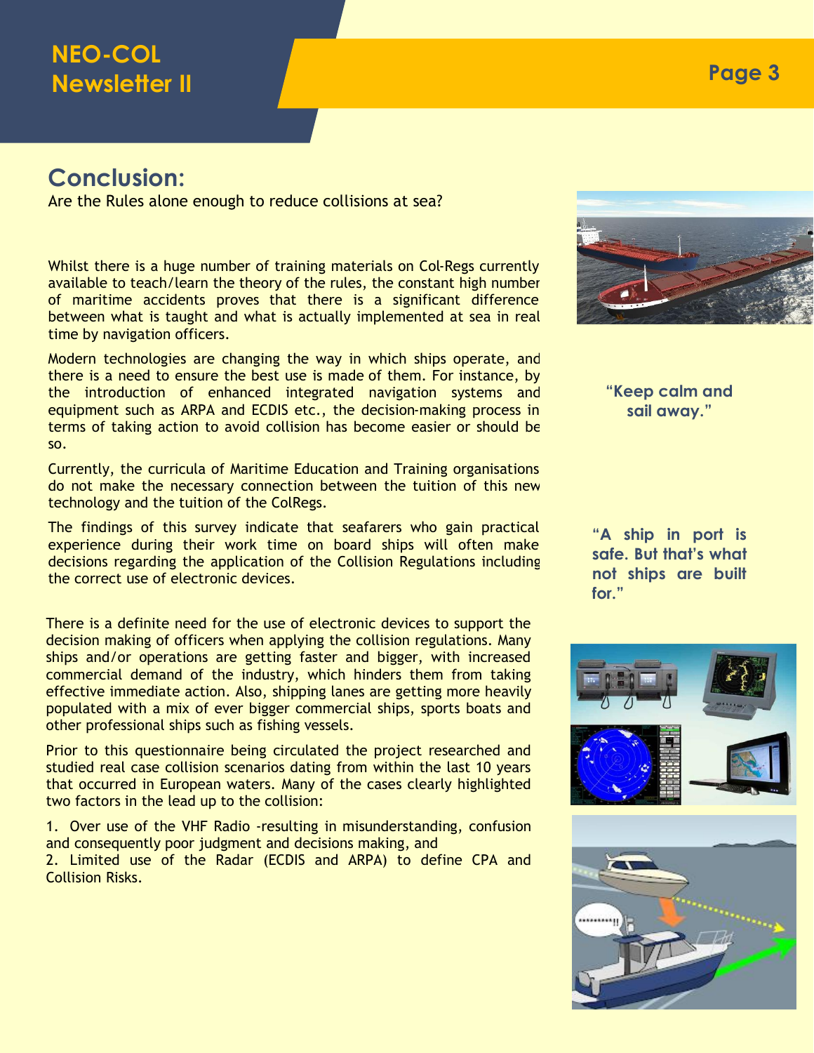## Conclusion:

Are the Rules alone enough to reduce collisions at sea?

Whilst there is a huge number of training materials on Col-Regs currently available to teach/learn the theory of the rules, the constant high number of maritime accidents proves that there is a significant difference between what is taught and what is actually implemented at sea in real time by navigation officers.

Modern technologies are changing the way in which ships operate, and there is a need to ensure the best use is made of them. For instance, by the introduction of enhanced integrated navigation systems and equipment such as ARPA and ECDIS etc., the decision-making process in terms of taking action to avoid collision has become easier or should be so.

Currently, the curricula of Maritime Education and Training organisations do not make the necessary connection between the tuition of this new technology and the tuition of the ColRegs.

The findings of this survey indicate that seafarers who gain practical experience during their work time on board ships will often make decisions regarding the application of the Collision Regulations including the correct use of electronic devices.

There is a definite need for the use of electronic devices to support the decision making of officers when applying the collision regulations. Many ships and/or operations are getting faster and bigger, with increased commercial demand of the industry, which hinders them from taking effective immediate action. Also, shipping lanes are getting more heavily populated with a mix of ever bigger commercial ships, sports boats and other professional ships such as fishing vessels.

Prior to this questionnaire being circulated the project researched and studied real case collision scenarios dating from within the last 10 years that occurred in European waters. Many of the cases clearly highlighted two factors in the lead up to the collision:

1. Over use of the VHF Radio -resulting in misunderstanding, confusion and consequently poor judgment and decisions making, and
2. Limited use of the Radar (ECDIS and ARPA) to define CPA and Collision Risks.

**"Keep calm and sail away."**

**"A ship in port is safe. But that's what not ships are built for."**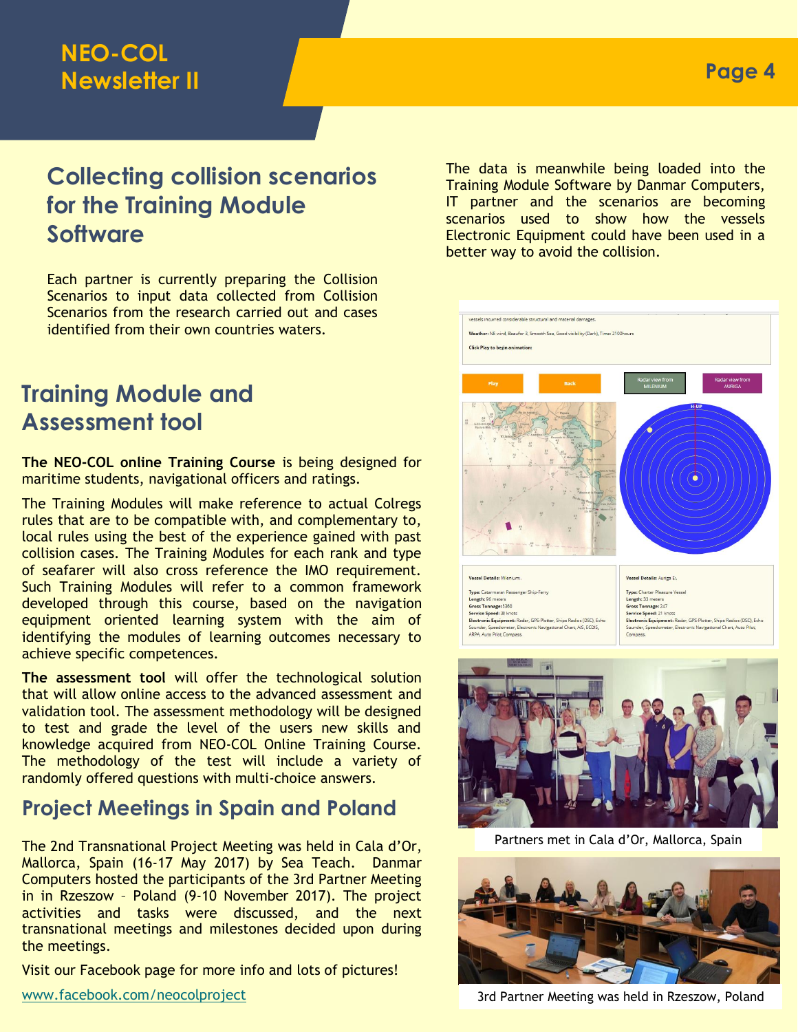## Collecting collision scenarios for the Training Module Software

Each partner is currently preparing the Collision Scenarios to input data collected from Collision Scenarios from the research carried out and cases identified from their own countries waters.

The data is meanwhile being loaded into the Training Module Software by Danmar Computers, IT partner and the scenarios are becoming scenarios used to show how the vessels Electronic Equipment could have been used in a better way to avoid the collision.

## Training Module and Assessment tool

**The NEO-COL online Training Course** is being designed for maritime students, navigational officers and ratings.

The Training Modules will make reference to actual Colregs rules that are to be compatible with, and complementary to, local rules using the best of the experience gained with past collision cases. The Training Modules for each rank and type of seafarer will also cross reference the IMO requirement. Such Training Modules will refer to a common framework developed through this course, based on the navigation equipment oriented learning system with the aim of identifying the modules of learning outcomes necessary to achieve specific competences.

**The assessment tool** will offer the technological solution that will allow online access to the advanced assessment and validation tool. The assessment methodology will be designed to test and grade the level of the users new skills and knowledge acquired from NEO-COL Online Training Course. The methodology of the test will include a variety of randomly offered questions with multi-choice answers.

## Project Meetings in Spain and Poland

The 2nd Transnational Project Meeting was held in Cala d'Or, Mallorca, Spain (16-17 May 2017) by Sea Teach. Danmar Computers hosted the participants of the 3rd Partner Meeting in in Rzeszow – Poland (9-10 November 2017). The project activities and tasks were discussed, and the next transnational meetings and milestones decided upon during the meetings.

Visit our Facebook page for more info and lots of pictures!

www.facebook.com/neocolproject

Partners met in Cala d'Or, Mallorca, Spain

3rd Partner Meeting was held in Rzeszow, Poland